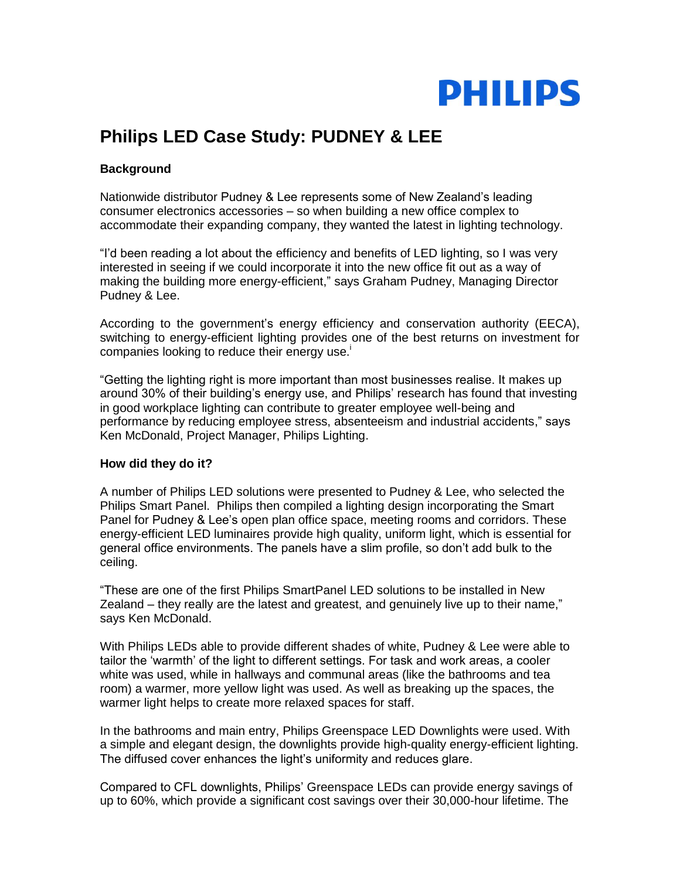PHILIPS

# Philips LED Case Study: PUDNEY & LEE

**Background**

Nationwide distributor Pudney & Lee represents some of New Zealand's leading consumer electronics accessories – so when building a new office complex to accommodate their expanding company, they wanted the latest in lighting technology.

"I'd been reading a lot about the efficiency and benefits of LED lighting, so I was very interested in seeing if we could incorporate it into the new office fit out as a way of making the building more energy-efficient," says Graham Pudney, Managing Director Pudney & Lee.

According to the government's energy efficiency and conservation authority (EECA), switching to energy-efficient lighting provides one of the best returns on investment for companies looking to reduce their energy use.[i]

"Getting the lighting right is more important than most businesses realise. It makes up around 30% of their building's energy use, and Philips' research has found that investing in good workplace lighting can contribute to greater employee well-being and performance by reducing employee stress, absenteeism and industrial accidents," says Ken McDonald, Project Manager, Philips Lighting.

**How did they do it?**

A number of Philips LED solutions were presented to Pudney & Lee, who selected the Philips Smart Panel. Philips then compiled a lighting design incorporating the Smart Panel for Pudney & Lee's open plan office space, meeting rooms and corridors. These energy-efficient LED luminaires provide high quality, uniform light, which is essential for general office environments. The panels have a slim profile, so don't add bulk to the ceiling.

"These are one of the first Philips SmartPanel LED solutions to be installed in New Zealand – they really are the latest and greatest, and genuinely live up to their name," says Ken McDonald.

With Philips LEDs able to provide different shades of white, Pudney & Lee were able to tailor the 'warmth' of the light to different settings. For task and work areas, a cooler white was used, while in hallways and communal areas (like the bathrooms and tea room) a warmer, more yellow light was used. As well as breaking up the spaces, the warmer light helps to create more relaxed spaces for staff.

In the bathrooms and main entry, Philips Greenspace LED Downlights were used. With a simple and elegant design, the downlights provide high-quality energy-efficient lighting. The diffused cover enhances the light's uniformity and reduces glare.

Compared to CFL downlights, Philips' Greenspace LEDs can provide energy savings of up to 60%, which provide a significant cost savings over their 30,000-hour lifetime. The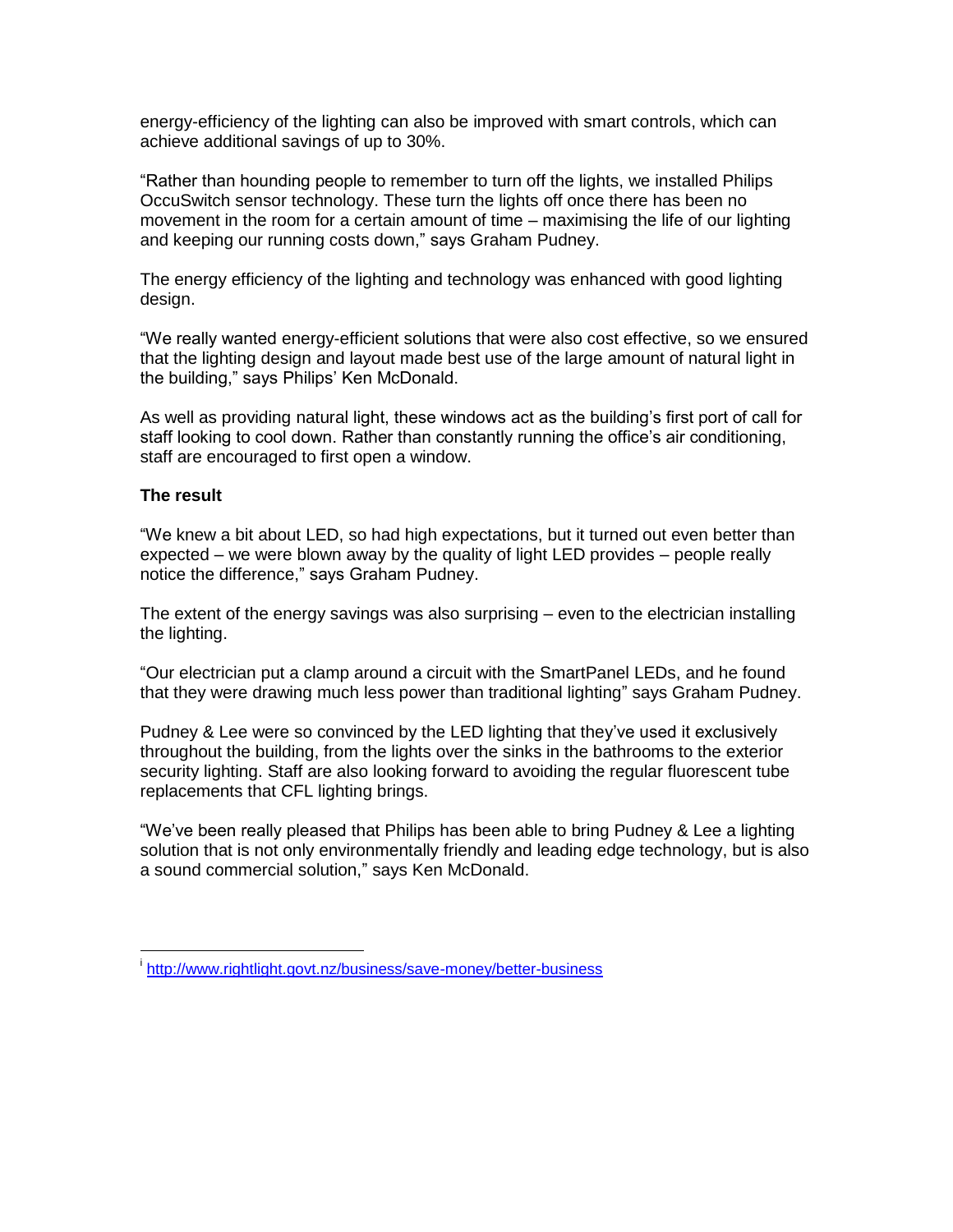energy-efficiency of the lighting can also be improved with smart controls, which can achieve additional savings of up to 30%.

"Rather than hounding people to remember to turn off the lights, we installed Philips OccuSwitch sensor technology. These turn the lights off once there has been no movement in the room for a certain amount of time – maximising the life of our lighting and keeping our running costs down," says Graham Pudney.

The energy efficiency of the lighting and technology was enhanced with good lighting design.

"We really wanted energy-efficient solutions that were also cost effective, so we ensured that the lighting design and layout made best use of the large amount of natural light in the building," says Philips' Ken McDonald.

As well as providing natural light, these windows act as the building's first port of call for staff looking to cool down. Rather than constantly running the office's air conditioning, staff are encouraged to first open a window.

**The result**

"We knew a bit about LED, so had high expectations, but it turned out even better than expected – we were blown away by the quality of light LED provides – people really notice the difference," says Graham Pudney.

The extent of the energy savings was also surprising – even to the electrician installing the lighting.

"Our electrician put a clamp around a circuit with the SmartPanel LEDs, and he found that they were drawing much less power than traditional lighting" says Graham Pudney.

Pudney & Lee were so convinced by the LED lighting that they've used it exclusively throughout the building, from the lights over the sinks in the bathrooms to the exterior security lighting. Staff are also looking forward to avoiding the regular fluorescent tube replacements that CFL lighting brings.

"We've been really pleased that Philips has been able to bring Pudney & Lee a lighting solution that is not only environmentally friendly and leading edge technology, but is also a sound commercial solution," says Ken McDonald.

---

[i] http://www.rightlight.govt.nz/business/save-money/better-business